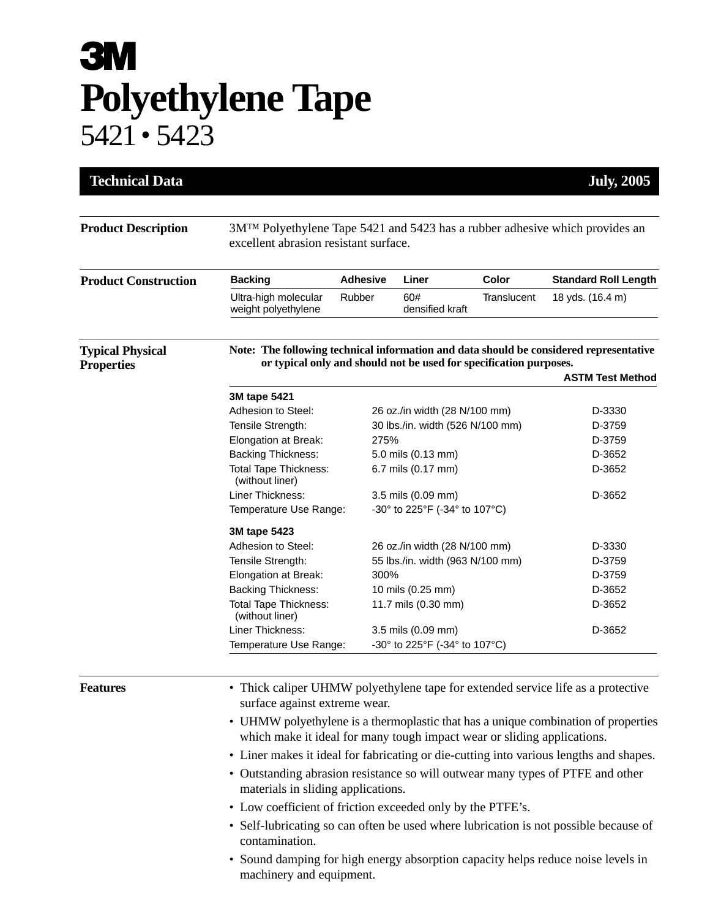# 3M

# Polyethylene Tape

## 5421 • 5423

**Technical Data** — **July, 2005**

### Product Description

3M™ Polyethylene Tape 5421 and 5423 has a rubber adhesive which provides an excellent abrasion resistant surface.

### Product Construction

| Backing | Adhesive | Liner | Color | Standard Roll Length |
|---|---|---|---|---|
| Ultra-high molecular weight polyethylene | Rubber | 60# densified kraft | Translucent | 18 yds. (16.4 m) |

### Typical Physical Properties

**Note: The following technical information and data should be considered representative or typical only and should not be used for specification purposes.**

| | | ASTM Test Method |
|---|---|---|
| **3M tape 5421** | | |
| Adhesion to Steel: | 26 oz./in width (28 N/100 mm) | D-3330 |
| Tensile Strength: | 30 lbs./in. width (526 N/100 mm) | D-3759 |
| Elongation at Break: | 275% | D-3759 |
| Backing Thickness: | 5.0 mils (0.13 mm) | D-3652 |
| Total Tape Thickness: (without liner) | 6.7 mils (0.17 mm) | D-3652 |
| Liner Thickness: | 3.5 mils (0.09 mm) | D-3652 |
| Temperature Use Range: | -30° to 225°F (-34° to 107°C) | |
| **3M tape 5423** | | |
| Adhesion to Steel: | 26 oz./in width (28 N/100 mm) | D-3330 |
| Tensile Strength: | 55 lbs./in. width (963 N/100 mm) | D-3759 |
| Elongation at Break: | 300% | D-3759 |
| Backing Thickness: | 10 mils (0.25 mm) | D-3652 |
| Total Tape Thickness: (without liner) | 11.7 mils (0.30 mm) | D-3652 |
| Liner Thickness: | 3.5 mils (0.09 mm) | D-3652 |
| Temperature Use Range: | -30° to 225°F (-34° to 107°C) | |

### Features

- Thick caliper UHMW polyethylene tape for extended service life as a protective surface against extreme wear.
- UHMW polyethylene is a thermoplastic that has a unique combination of properties which make it ideal for many tough impact wear or sliding applications.
- Liner makes it ideal for fabricating or die-cutting into various lengths and shapes.
- Outstanding abrasion resistance so will outwear many types of PTFE and other materials in sliding applications.
- Low coefficient of friction exceeded only by the PTFE's.
- Self-lubricating so can often be used where lubrication is not possible because of contamination.
- Sound damping for high energy absorption capacity helps reduce noise levels in machinery and equipment.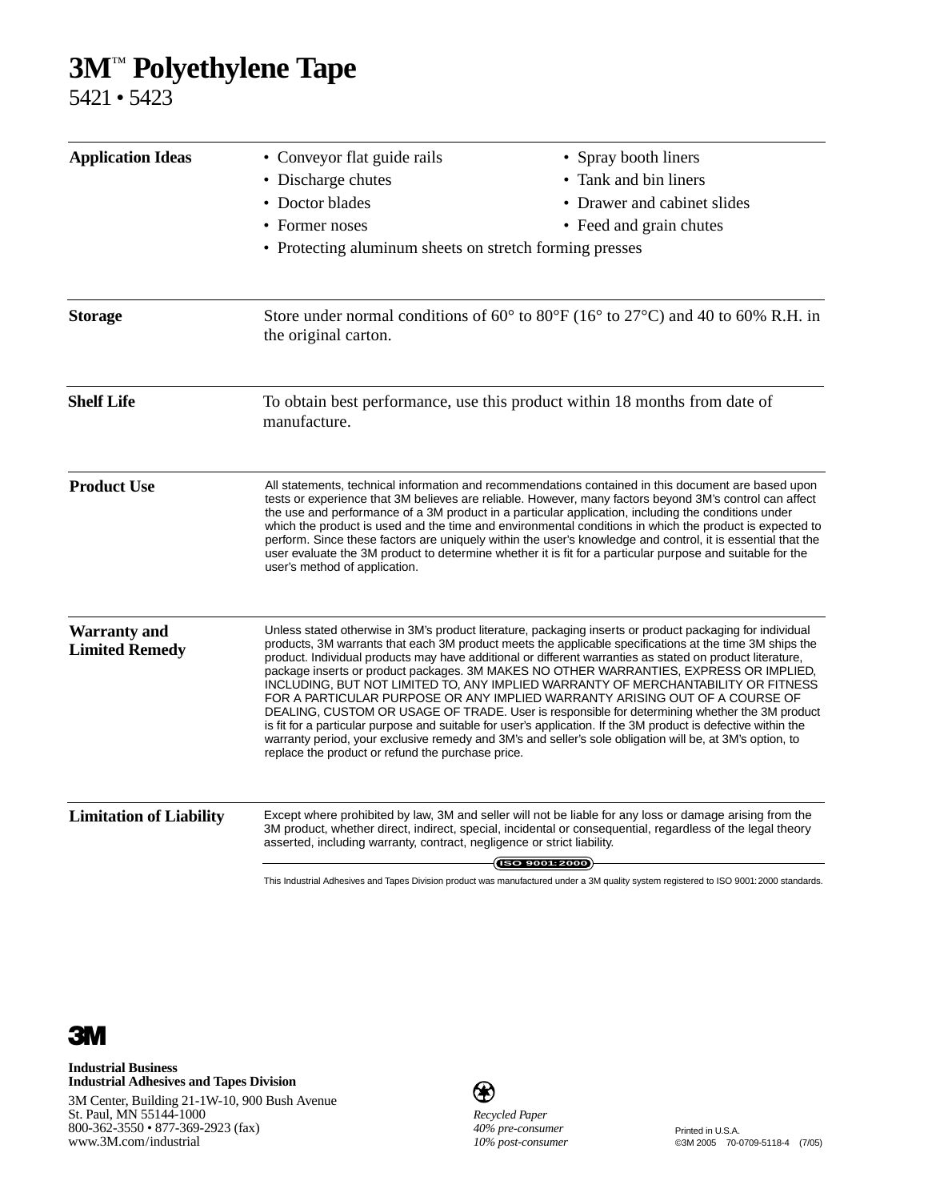# 3M™ Polyethylene Tape

5421 • 5423

## Application Ideas

- Conveyor flat guide rails
- Discharge chutes
- Doctor blades
- Former noses
- Spray booth liners
- Tank and bin liners
- Drawer and cabinet slides
- Feed and grain chutes
- Protecting aluminum sheets on stretch forming presses

## Storage

Store under normal conditions of 60° to 80°F (16° to 27°C) and 40 to 60% R.H. in the original carton.

## Shelf Life

To obtain best performance, use this product within 18 months from date of manufacture.

## Product Use

All statements, technical information and recommendations contained in this document are based upon tests or experience that 3M believes are reliable. However, many factors beyond 3M's control can affect the use and performance of a 3M product in a particular application, including the conditions under which the product is used and the time and environmental conditions in which the product is expected to perform. Since these factors are uniquely within the user's knowledge and control, it is essential that the user evaluate the 3M product to determine whether it is fit for a particular purpose and suitable for the user's method of application.

## Warranty and Limited Remedy

Unless stated otherwise in 3M's product literature, packaging inserts or product packaging for individual products, 3M warrants that each 3M product meets the applicable specifications at the time 3M ships the product. Individual products may have additional or different warranties as stated on product literature, package inserts or product packages. 3M MAKES NO OTHER WARRANTIES, EXPRESS OR IMPLIED, INCLUDING, BUT NOT LIMITED TO, ANY IMPLIED WARRANTY OF MERCHANTABILITY OR FITNESS FOR A PARTICULAR PURPOSE OR ANY IMPLIED WARRANTY ARISING OUT OF A COURSE OF DEALING, CUSTOM OR USAGE OF TRADE. User is responsible for determining whether the 3M product is fit for a particular purpose and suitable for user's application. If the 3M product is defective within the warranty period, your exclusive remedy and 3M's and seller's sole obligation will be, at 3M's option, to replace the product or refund the purchase price.

## Limitation of Liability

Except where prohibited by law, 3M and seller will not be liable for any loss or damage arising from the 3M product, whether direct, indirect, special, incidental or consequential, regardless of the legal theory asserted, including warranty, contract, negligence or strict liability.

ISO 9001:2000

This Industrial Adhesives and Tapes Division product was manufactured under a 3M quality system registered to ISO 9001:2000 standards.

3M

**Industrial Business**
**Industrial Adhesives and Tapes Division**

3M Center, Building 21-1W-10, 900 Bush Avenue
St. Paul, MN 55144-1000
800-362-3550 • 877-369-2923 (fax)
www.3M.com/industrial

*Recycled Paper*
*40% pre-consumer*
*10% post-consumer*

Printed in U.S.A.
©3M 2005 70-0709-5118-4 (7/05)